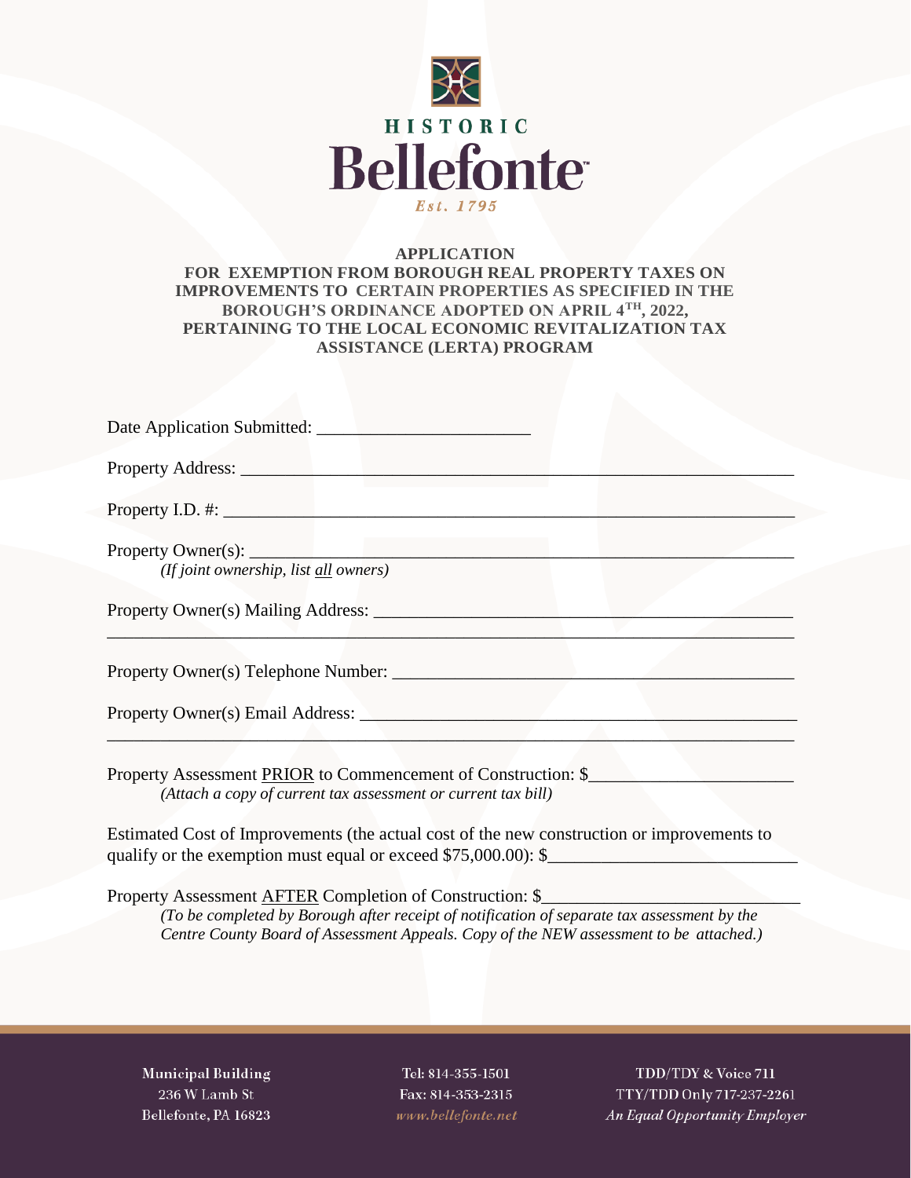HISTORIC

**Bellefonte**

*Est. 1795*

# APPLICATION
## FOR EXEMPTION FROM BOROUGH REAL PROPERTY TAXES ON IMPROVEMENTS TO CERTAIN PROPERTIES AS SPECIFIED IN THE BOROUGH'S ORDINANCE ADOPTED ON APRIL 4TH, 2022, PERTAINING TO THE LOCAL ECONOMIC REVITALIZATION TAX ASSISTANCE (LERTA) PROGRAM

Date Application Submitted: ________________________

Property Address: ______________________________________________________________

Property I.D. #: ________________________________________________________________

Property Owner(s): ______________________________________________________________
*(If joint ownership, list all owners)*

Property Owner(s) Mailing Address: _______________________________________________
_____________________________________________________________________________

Property Owner(s) Telephone Number: _____________________________________________

Property Owner(s) Email Address: _________________________________________________
_____________________________________________________________________________

Property Assessment PRIOR to Commencement of Construction: $______________________
*(Attach a copy of current tax assessment or current tax bill)*

Estimated Cost of Improvements (the actual cost of the new construction or improvements to qualify or the exemption must equal or exceed $75,000.00): $___________________________

Property Assessment AFTER Completion of Construction: $____________________________
*(To be completed by Borough after receipt of notification of separate tax assessment by the Centre County Board of Assessment Appeals. Copy of the NEW assessment to be attached.)*

Municipal Building
236 W Lamb St
Bellefonte, PA 16823

Tel: 814-355-1501
Fax: 814-353-2315
*www.bellefonte.net*

TDD/TDY & Voice 711
TTY/TDD Only 717-237-2261
*An Equal Opportunity Employer*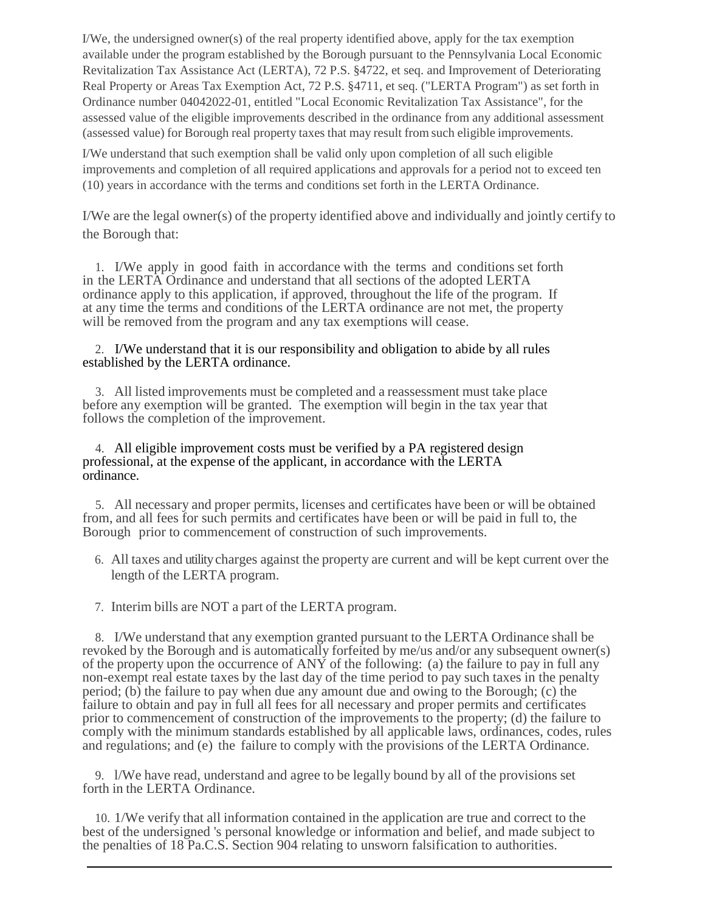I/We, the undersigned owner(s) of the real property identified above, apply for the tax exemption available under the program established by the Borough pursuant to the Pennsylvania Local Economic Revitalization Tax Assistance Act (LERTA), 72 P.S. §4722, et seq. and Improvement of Deteriorating Real Property or Areas Tax Exemption Act, 72 P.S. §4711, et seq. ("LERTA Program") as set forth in Ordinance number 04042022-01, entitled "Local Economic Revitalization Tax Assistance", for the assessed value of the eligible improvements described in the ordinance from any additional assessment (assessed value) for Borough real property taxes that may result from such eligible improvements.

I/We understand that such exemption shall be valid only upon completion of all such eligible improvements and completion of all required applications and approvals for a period not to exceed ten (10) years in accordance with the terms and conditions set forth in the LERTA Ordinance.

I/We are the legal owner(s) of the property identified above and individually and jointly certify to the Borough that:

1. I/We apply in good faith in accordance with the terms and conditions set forth in the LERTA Ordinance and understand that all sections of the adopted LERTA ordinance apply to this application, if approved, throughout the life of the program. If at any time the terms and conditions of the LERTA ordinance are not met, the property will be removed from the program and any tax exemptions will cease.

2. I/We understand that it is our responsibility and obligation to abide by all rules established by the LERTA ordinance.

3. All listed improvements must be completed and a reassessment must take place before any exemption will be granted. The exemption will begin in the tax year that follows the completion of the improvement.

4. All eligible improvement costs must be verified by a PA registered design professional, at the expense of the applicant, in accordance with the LERTA ordinance.

5. All necessary and proper permits, licenses and certificates have been or will be obtained from, and all fees for such permits and certificates have been or will be paid in full to, the Borough prior to commencement of construction of such improvements.

6. All taxes and utility charges against the property are current and will be kept current over the length of the LERTA program.

7. Interim bills are NOT a part of the LERTA program.

8. I/We understand that any exemption granted pursuant to the LERTA Ordinance shall be revoked by the Borough and is automatically forfeited by me/us and/or any subsequent owner(s) of the property upon the occurrence of ANY of the following: (a) the failure to pay in full any non-exempt real estate taxes by the last day of the time period to pay such taxes in the penalty period; (b) the failure to pay when due any amount due and owing to the Borough; (c) the failure to obtain and pay in full all fees for all necessary and proper permits and certificates prior to commencement of construction of the improvements to the property; (d) the failure to comply with the minimum standards established by all applicable laws, ordinances, codes, rules and regulations; and (e) the failure to comply with the provisions of the LERTA Ordinance.

9. l/We have read, understand and agree to be legally bound by all of the provisions set forth in the LERTA Ordinance.

10. 1/We verify that all information contained in the application are true and correct to the best of the undersigned 's personal knowledge or information and belief, and made subject to the penalties of 18 Pa.C.S. Section 904 relating to unsworn falsification to authorities.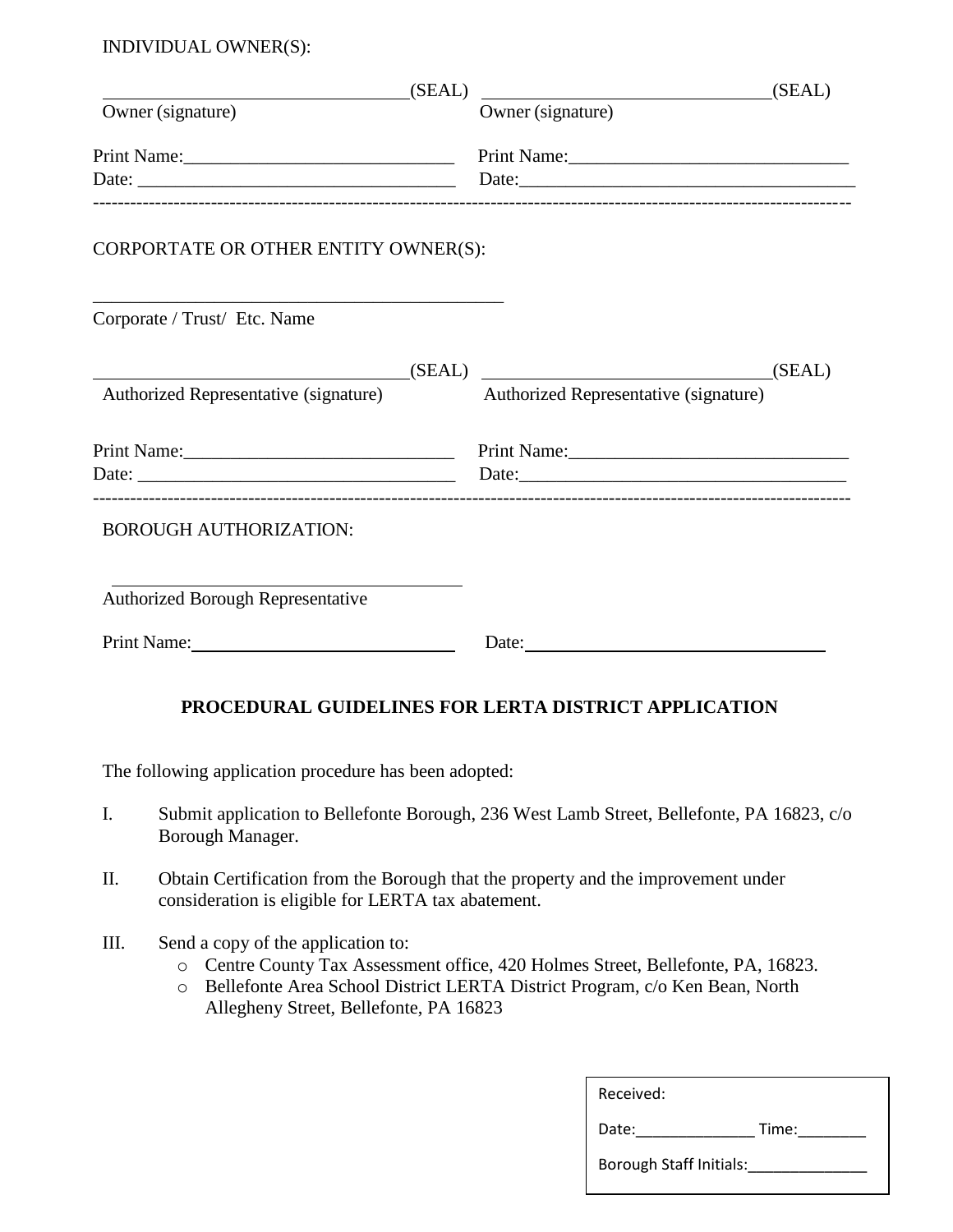INDIVIDUAL OWNER(S):

_________________________________(SEAL) _______________________________(SEAL)
Owner (signature) Owner (signature)

Print Name:_____________________________ Print Name:_____________________________
Date: _________________________________ Date:__________________________________

---

CORPORTATE OR OTHER ENTITY OWNER(S):

_____________________________________________
Corporate / Trust/ Etc. Name

_________________________________(SEAL) _______________________________(SEAL)
Authorized Representative (signature) Authorized Representative (signature)

Print Name:_____________________________ Print Name:_____________________________
Date: _________________________________ Date:__________________________________

---

BOROUGH AUTHORIZATION:

_________________________________________
Authorized Borough Representative

Print Name:_____________________________ Date:__________________________________

**PROCEDURAL GUIDELINES FOR LERTA DISTRICT APPLICATION**

The following application procedure has been adopted:

I. Submit application to Bellefonte Borough, 236 West Lamb Street, Bellefonte, PA 16823, c/o Borough Manager.

II. Obtain Certification from the Borough that the property and the improvement under consideration is eligible for LERTA tax abatement.

III. Send a copy of the application to:
   - Centre County Tax Assessment office, 420 Holmes Street, Bellefonte, PA, 16823.
   - Bellefonte Area School District LERTA District Program, c/o Ken Bean, North Allegheny Street, Bellefonte, PA 16823

Received:

Date:______________ Time:________

Borough Staff Initials:______________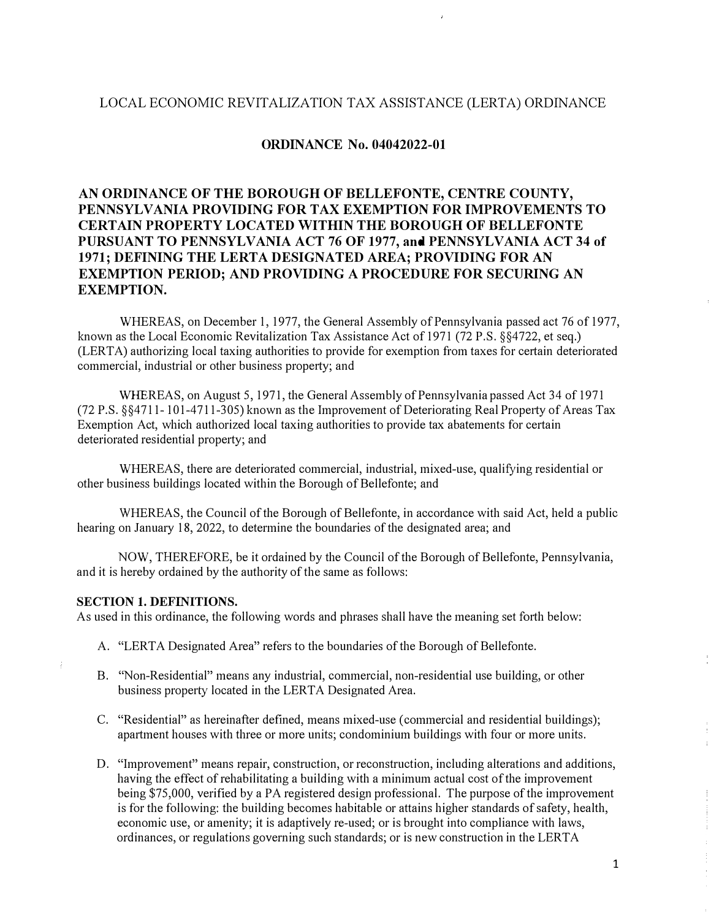LOCAL ECONOMIC REVITALIZATION TAX ASSISTANCE (LERTA) ORDINANCE

**ORDINANCE No. 04042022-01**

**AN ORDINANCE OF THE BOROUGH OF BELLEFONTE, CENTRE COUNTY, PENNSYLVANIA PROVIDING FOR TAX EXEMPTION FOR IMPROVEMENTS TO CERTAIN PROPERTY LOCATED WITHIN THE BOROUGH OF BELLEFONTE PURSUANT TO PENNSYLVANIA ACT 76 OF 1977, and PENNSYLVANIA ACT 34 of 1971; DEFINING THE LERTA DESIGNATED AREA; PROVIDING FOR AN EXEMPTION PERIOD; AND PROVIDING A PROCEDURE FOR SECURING AN EXEMPTION.**

WHEREAS, on December 1, 1977, the General Assembly of Pennsylvania passed act 76 of 1977, known as the Local Economic Revitalization Tax Assistance Act of 1971 (72 P.S. §§4722, et seq.) (LERTA) authorizing local taxing authorities to provide for exemption from taxes for certain deteriorated commercial, industrial or other business property; and

WHEREAS, on August 5, 1971, the General Assembly of Pennsylvania passed Act 34 of 1971 (72 P.S. §§4711- 101-4711-305) known as the Improvement of Deteriorating Real Property of Areas Tax Exemption Act, which authorized local taxing authorities to provide tax abatements for certain deteriorated residential property; and

WHEREAS, there are deteriorated commercial, industrial, mixed-use, qualifying residential or other business buildings located within the Borough of Bellefonte; and

WHEREAS, the Council of the Borough of Bellefonte, in accordance with said Act, held a public hearing on January 18, 2022, to determine the boundaries of the designated area; and

NOW, THEREFORE, be it ordained by the Council of the Borough of Bellefonte, Pennsylvania, and it is hereby ordained by the authority of the same as follows:

**SECTION 1. DEFINITIONS.**
As used in this ordinance, the following words and phrases shall have the meaning set forth below:

A. "LERTA Designated Area" refers to the boundaries of the Borough of Bellefonte.

B. "Non-Residential" means any industrial, commercial, non-residential use building, or other business property located in the LERTA Designated Area.

C. "Residential" as hereinafter defined, means mixed-use (commercial and residential buildings); apartment houses with three or more units; condominium buildings with four or more units.

D. "Improvement" means repair, construction, or reconstruction, including alterations and additions, having the effect of rehabilitating a building with a minimum actual cost of the improvement being $75,000, verified by a PA registered design professional. The purpose of the improvement is for the following: the building becomes habitable or attains higher standards of safety, health, economic use, or amenity; it is adaptively re-used; or is brought into compliance with laws, ordinances, or regulations governing such standards; or is new construction in the LERTA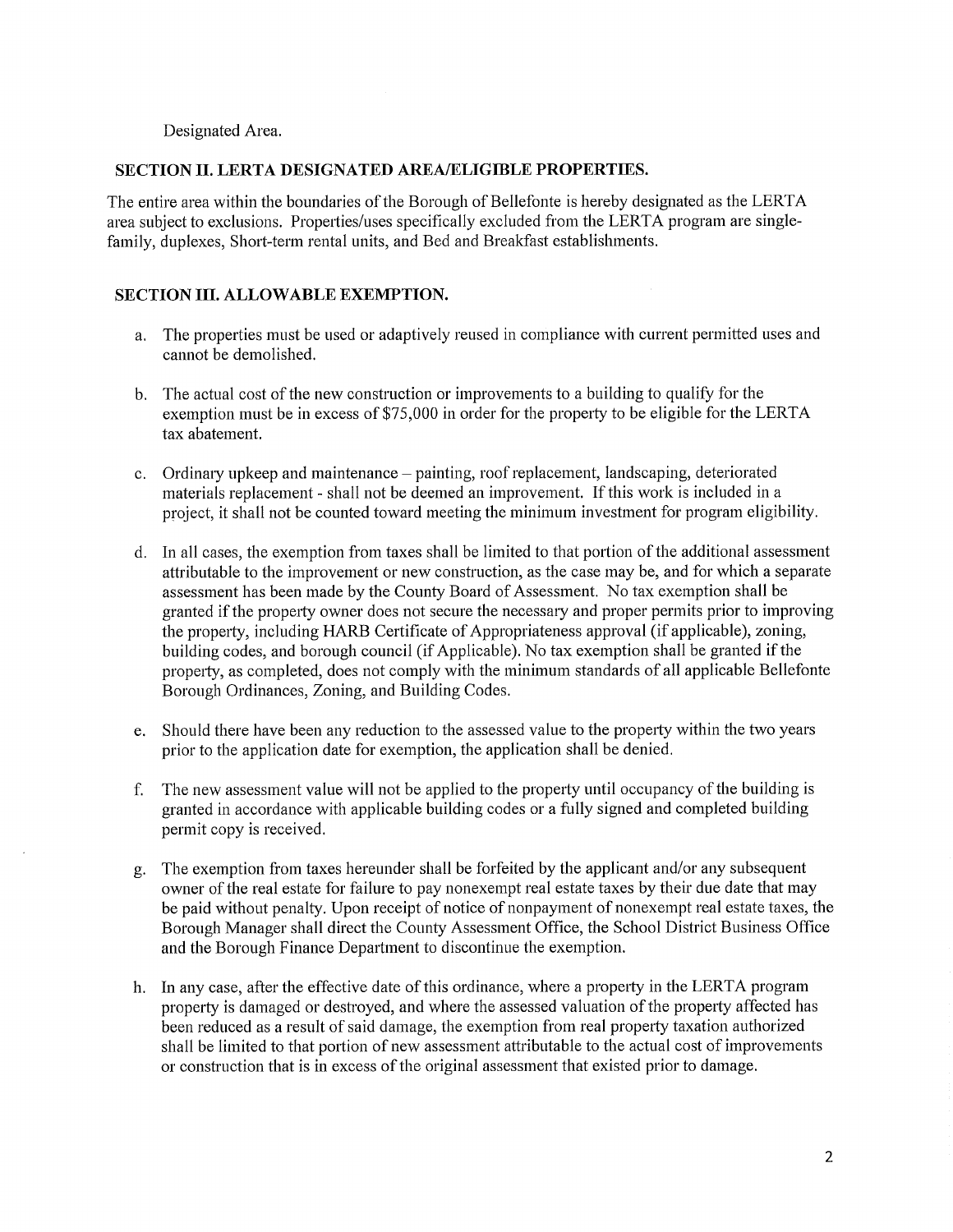Designated Area.

## SECTION II. LERTA DESIGNATED AREA/ELIGIBLE PROPERTIES.

The entire area within the boundaries of the Borough of Bellefonte is hereby designated as the LERTA area subject to exclusions. Properties/uses specifically excluded from the LERTA program are single-family, duplexes, Short-term rental units, and Bed and Breakfast establishments.

## SECTION III. ALLOWABLE EXEMPTION.

a. The properties must be used or adaptively reused in compliance with current permitted uses and cannot be demolished.

b. The actual cost of the new construction or improvements to a building to qualify for the exemption must be in excess of $75,000 in order for the property to be eligible for the LERTA tax abatement.

c. Ordinary upkeep and maintenance – painting, roof replacement, landscaping, deteriorated materials replacement - shall not be deemed an improvement. If this work is included in a project, it shall not be counted toward meeting the minimum investment for program eligibility.

d. In all cases, the exemption from taxes shall be limited to that portion of the additional assessment attributable to the improvement or new construction, as the case may be, and for which a separate assessment has been made by the County Board of Assessment. No tax exemption shall be granted if the property owner does not secure the necessary and proper permits prior to improving the property, including HARB Certificate of Appropriateness approval (if applicable), zoning, building codes, and borough council (if Applicable). No tax exemption shall be granted if the property, as completed, does not comply with the minimum standards of all applicable Bellefonte Borough Ordinances, Zoning, and Building Codes.

e. Should there have been any reduction to the assessed value to the property within the two years prior to the application date for exemption, the application shall be denied.

f. The new assessment value will not be applied to the property until occupancy of the building is granted in accordance with applicable building codes or a fully signed and completed building permit copy is received.

g. The exemption from taxes hereunder shall be forfeited by the applicant and/or any subsequent owner of the real estate for failure to pay nonexempt real estate taxes by their due date that may be paid without penalty. Upon receipt of notice of nonpayment of nonexempt real estate taxes, the Borough Manager shall direct the County Assessment Office, the School District Business Office and the Borough Finance Department to discontinue the exemption.

h. In any case, after the effective date of this ordinance, where a property in the LERTA program property is damaged or destroyed, and where the assessed valuation of the property affected has been reduced as a result of said damage, the exemption from real property taxation authorized shall be limited to that portion of new assessment attributable to the actual cost of improvements or construction that is in excess of the original assessment that existed prior to damage.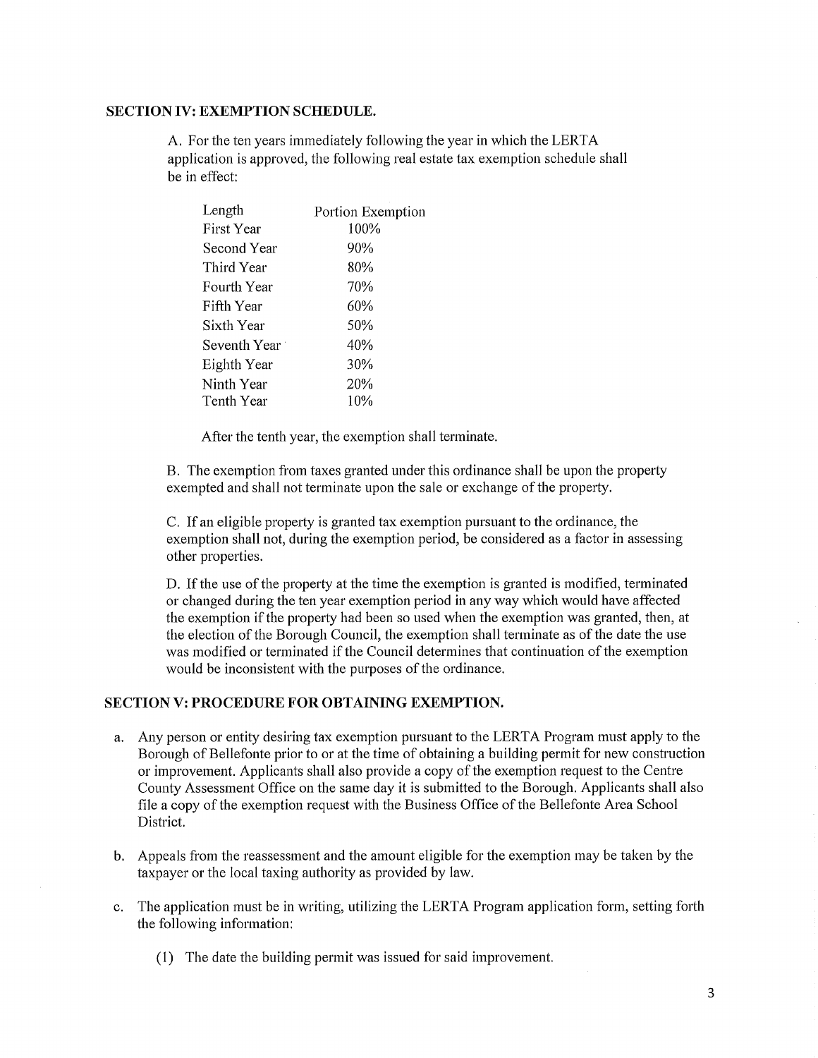### SECTION IV: EXEMPTION SCHEDULE.

A. For the ten years immediately following the year in which the LERTA application is approved, the following real estate tax exemption schedule shall be in effect:

| Length | Portion Exemption |
|---|---|
| First Year | 100% |
| Second Year | 90% |
| Third Year | 80% |
| Fourth Year | 70% |
| Fifth Year | 60% |
| Sixth Year | 50% |
| Seventh Year | 40% |
| Eighth Year | 30% |
| Ninth Year | 20% |
| Tenth Year | 10% |

After the tenth year, the exemption shall terminate.

B. The exemption from taxes granted under this ordinance shall be upon the property exempted and shall not terminate upon the sale or exchange of the property.

C. If an eligible property is granted tax exemption pursuant to the ordinance, the exemption shall not, during the exemption period, be considered as a factor in assessing other properties.

D. If the use of the property at the time the exemption is granted is modified, terminated or changed during the ten year exemption period in any way which would have affected the exemption if the property had been so used when the exemption was granted, then, at the election of the Borough Council, the exemption shall terminate as of the date the use was modified or terminated if the Council determines that continuation of the exemption would be inconsistent with the purposes of the ordinance.

### SECTION V: PROCEDURE FOR OBTAINING EXEMPTION.

a. Any person or entity desiring tax exemption pursuant to the LERTA Program must apply to the Borough of Bellefonte prior to or at the time of obtaining a building permit for new construction or improvement. Applicants shall also provide a copy of the exemption request to the Centre County Assessment Office on the same day it is submitted to the Borough. Applicants shall also file a copy of the exemption request with the Business Office of the Bellefonte Area School District.

b. Appeals from the reassessment and the amount eligible for the exemption may be taken by the taxpayer or the local taxing authority as provided by law.

c. The application must be in writing, utilizing the LERTA Program application form, setting forth the following information:

   (1) The date the building permit was issued for said improvement.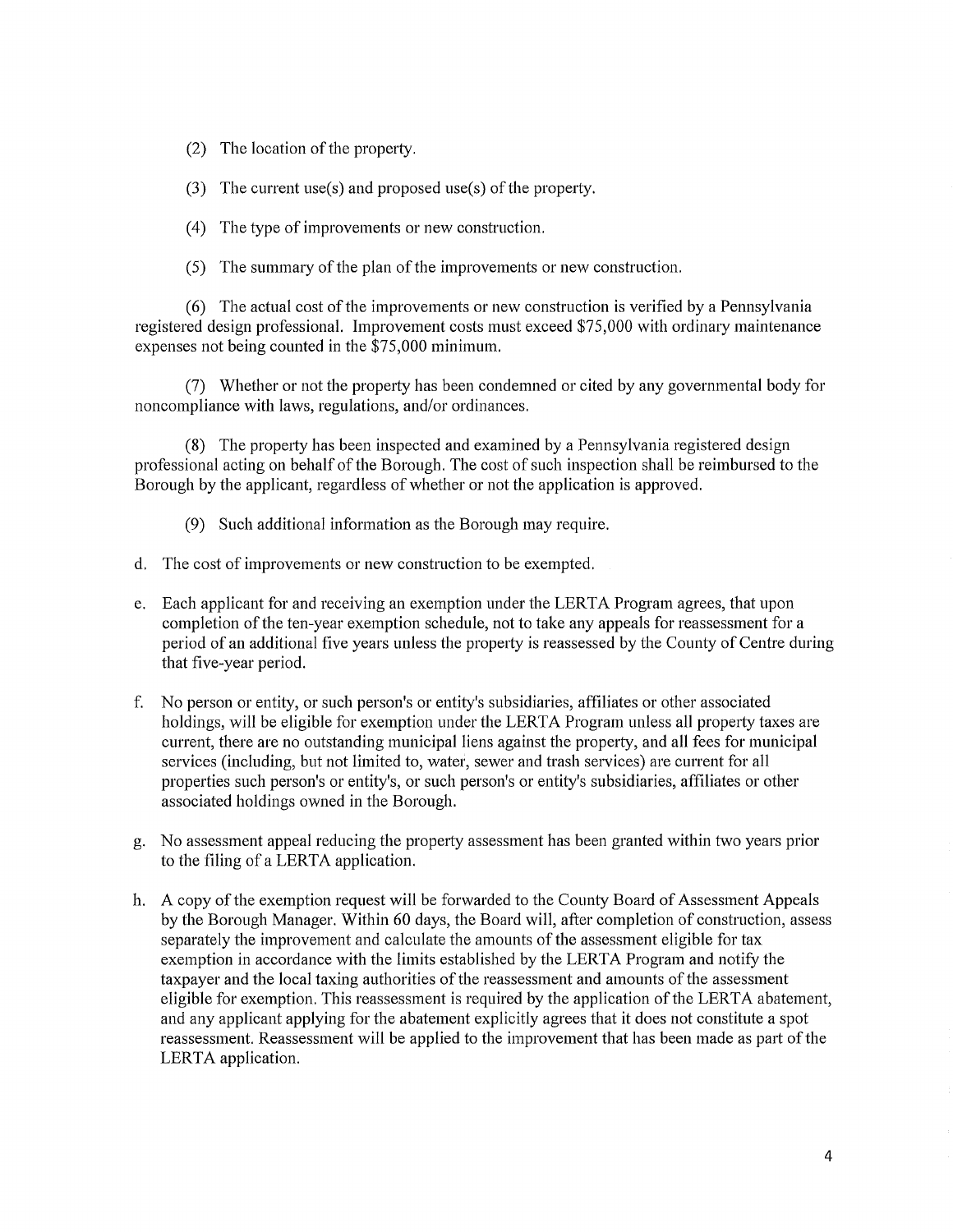(2) The location of the property.

(3) The current use(s) and proposed use(s) of the property.

(4) The type of improvements or new construction.

(5) The summary of the plan of the improvements or new construction.

(6) The actual cost of the improvements or new construction is verified by a Pennsylvania registered design professional. Improvement costs must exceed $75,000 with ordinary maintenance expenses not being counted in the $75,000 minimum.

(7) Whether or not the property has been condemned or cited by any governmental body for noncompliance with laws, regulations, and/or ordinances.

(8) The property has been inspected and examined by a Pennsylvania registered design professional acting on behalf of the Borough. The cost of such inspection shall be reimbursed to the Borough by the applicant, regardless of whether or not the application is approved.

(9) Such additional information as the Borough may require.

d. The cost of improvements or new construction to be exempted.

e. Each applicant for and receiving an exemption under the LERTA Program agrees, that upon completion of the ten-year exemption schedule, not to take any appeals for reassessment for a period of an additional five years unless the property is reassessed by the County of Centre during that five-year period.

f. No person or entity, or such person's or entity's subsidiaries, affiliates or other associated holdings, will be eligible for exemption under the LERTA Program unless all property taxes are current, there are no outstanding municipal liens against the property, and all fees for municipal services (including, but not limited to, water, sewer and trash services) are current for all properties such person's or entity's, or such person's or entity's subsidiaries, affiliates or other associated holdings owned in the Borough.

g. No assessment appeal reducing the property assessment has been granted within two years prior to the filing of a LERTA application.

h. A copy of the exemption request will be forwarded to the County Board of Assessment Appeals by the Borough Manager. Within 60 days, the Board will, after completion of construction, assess separately the improvement and calculate the amounts of the assessment eligible for tax exemption in accordance with the limits established by the LERTA Program and notify the taxpayer and the local taxing authorities of the reassessment and amounts of the assessment eligible for exemption. This reassessment is required by the application of the LERTA abatement, and any applicant applying for the abatement explicitly agrees that it does not constitute a spot reassessment. Reassessment will be applied to the improvement that has been made as part of the LERTA application.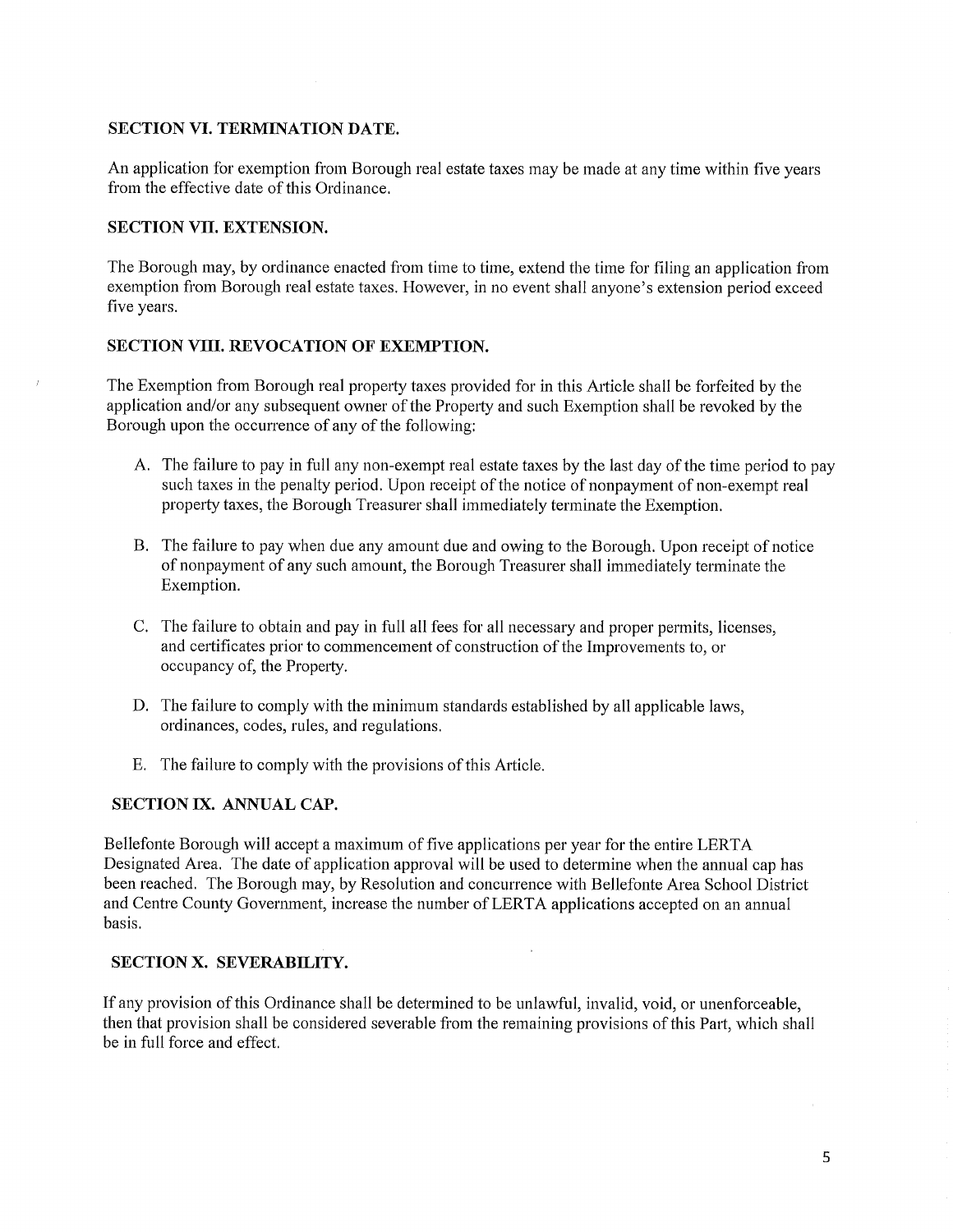**SECTION VI. TERMINATION DATE.**

An application for exemption from Borough real estate taxes may be made at any time within five years from the effective date of this Ordinance.

**SECTION VII. EXTENSION.**

The Borough may, by ordinance enacted from time to time, extend the time for filing an application from exemption from Borough real estate taxes. However, in no event shall anyone's extension period exceed five years.

**SECTION VIII. REVOCATION OF EXEMPTION.**

The Exemption from Borough real property taxes provided for in this Article shall be forfeited by the application and/or any subsequent owner of the Property and such Exemption shall be revoked by the Borough upon the occurrence of any of the following:

A. The failure to pay in full any non-exempt real estate taxes by the last day of the time period to pay such taxes in the penalty period. Upon receipt of the notice of nonpayment of non-exempt real property taxes, the Borough Treasurer shall immediately terminate the Exemption.

B. The failure to pay when due any amount due and owing to the Borough. Upon receipt of notice of nonpayment of any such amount, the Borough Treasurer shall immediately terminate the Exemption.

C. The failure to obtain and pay in full all fees for all necessary and proper permits, licenses, and certificates prior to commencement of construction of the Improvements to, or occupancy of, the Property.

D. The failure to comply with the minimum standards established by all applicable laws, ordinances, codes, rules, and regulations.

E. The failure to comply with the provisions of this Article.

**SECTION IX. ANNUAL CAP.**

Bellefonte Borough will accept a maximum of five applications per year for the entire LERTA Designated Area. The date of application approval will be used to determine when the annual cap has been reached. The Borough may, by Resolution and concurrence with Bellefonte Area School District and Centre County Government, increase the number of LERTA applications accepted on an annual basis.

**SECTION X. SEVERABILITY.**

If any provision of this Ordinance shall be determined to be unlawful, invalid, void, or unenforceable, then that provision shall be considered severable from the remaining provisions of this Part, which shall be in full force and effect.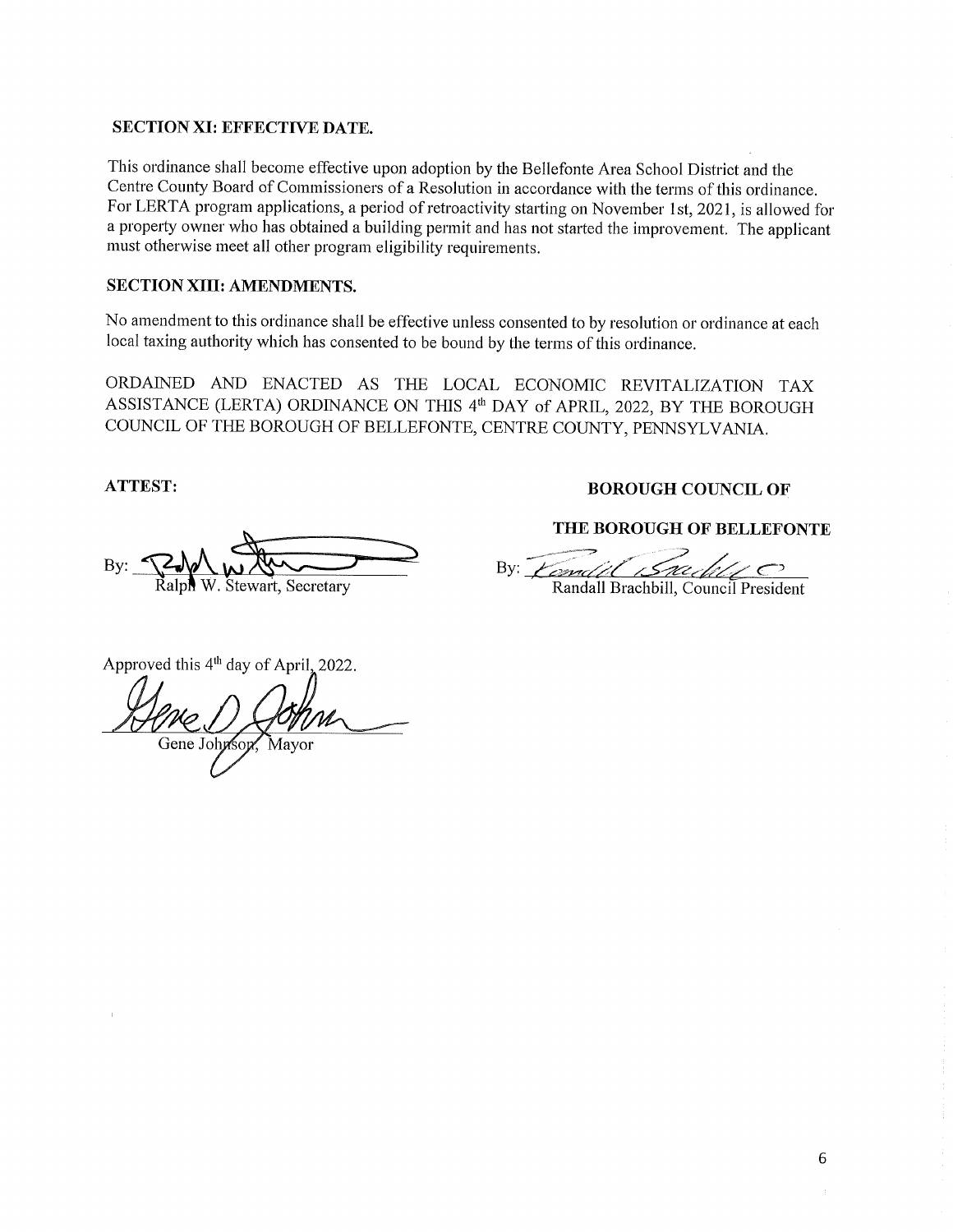**SECTION XI: EFFECTIVE DATE.**

This ordinance shall become effective upon adoption by the Bellefonte Area School District and the Centre County Board of Commissioners of a Resolution in accordance with the terms of this ordinance. For LERTA program applications, a period of retroactivity starting on November 1st, 2021, is allowed for a property owner who has obtained a building permit and has not started the improvement. The applicant must otherwise meet all other program eligibility requirements.

**SECTION XIII: AMENDMENTS.**

No amendment to this ordinance shall be effective unless consented to by resolution or ordinance at each local taxing authority which has consented to be bound by the terms of this ordinance.

ORDAINED AND ENACTED AS THE LOCAL ECONOMIC REVITALIZATION TAX ASSISTANCE (LERTA) ORDINANCE ON THIS 4th DAY of APRIL, 2022, BY THE BOROUGH COUNCIL OF THE BOROUGH OF BELLEFONTE, CENTRE COUNTY, PENNSYLVANIA.

**ATTEST:**

By: ______________________
Ralph W. Stewart, Secretary

**BOROUGH COUNCIL OF**

**THE BOROUGH OF BELLEFONTE**

By: ______________________
Randall Brachbill, Council President

Approved this 4th day of April, 2022.

______________________
Gene Johnson, Mayor